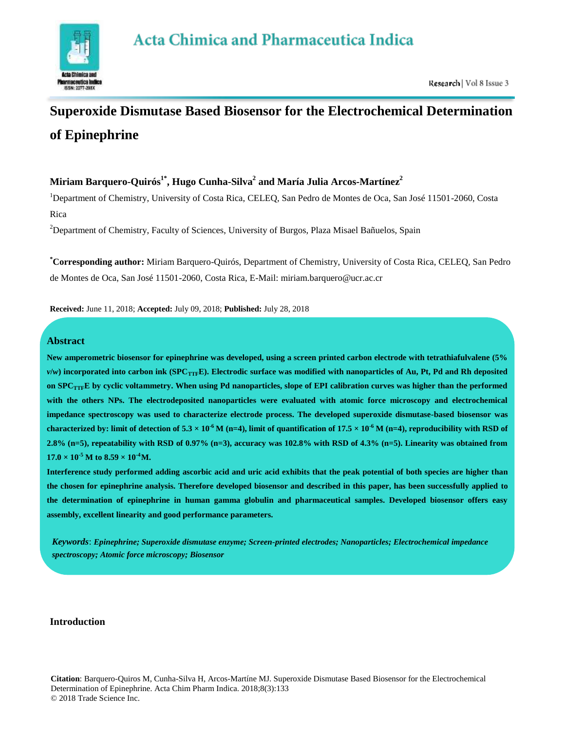# Superoxide Dismutase Based Biosensor for the Electrochemical Determination of Epinephrine

**Miriam Barquero-Quirós[1*], Hugo Cunha-Silva[2] and María Julia Arcos-Martínez[2]**

[1]Department of Chemistry, University of Costa Rica, CELEQ, San Pedro de Montes de Oca, San José 11501-2060, Costa Rica

[2]Department of Chemistry, Faculty of Sciences, University of Burgos, Plaza Misael Bañuelos, Spain

**[*]Corresponding author:** Miriam Barquero-Quirós, Department of Chemistry, University of Costa Rica, CELEQ, San Pedro de Montes de Oca, San José 11501-2060, Costa Rica, E-Mail: miriam.barquero@ucr.ac.cr

**Received:** June 11, 2018; **Accepted:** July 09, 2018; **Published:** July 28, 2018

## Abstract

**New amperometric biosensor for epinephrine was developed, using a screen printed carbon electrode with tetrathiafulvalene (5% *v/w*) incorporated into carbon ink ($SPC_{TTF}E$). Electrodic surface was modified with nanoparticles of Au, Pt, Pd and Rh deposited on $SPC_{TTF}E$ by cyclic voltammetry. When using Pd nanoparticles, slope of EPI calibration curves was higher than the performed with the others NPs. The electrodeposited nanoparticles were evaluated with atomic force microscopy and electrochemical impedance spectroscopy was used to characterize electrode process. The developed superoxide dismutase-based biosensor was characterized by: limit of detection of $5.3 \times 10^{-6}$ M (n=4), limit of quantification of $17.5 \times 10^{-6}$ M (n=4), reproducibility with RSD of 2.8% (n=5), repeatability with RSD of 0.97% (n=3), accuracy was 102.8% with RSD of 4.3% (n=5). Linearity was obtained from $17.0 \times 10^{-5}$ M to $8.59 \times 10^{-4}$M.**

**Interference study performed adding ascorbic acid and uric acid exhibits that the peak potential of both species are higher than the chosen for epinephrine analysis. Therefore developed biosensor and described in this paper, has been successfully applied to the determination of epinephrine in human gamma globulin and pharmaceutical samples. Developed biosensor offers easy assembly, excellent linearity and good performance parameters.**

***Keywords*: *Epinephrine; Superoxide dismutase enzyme; Screen-printed electrodes; Nanoparticles; Electrochemical impedance spectroscopy; Atomic force microscopy; Biosensor***

## Introduction

**Citation**: Barquero-Quiros M, Cunha-Silva H, Arcos-Martíne MJ. Superoxide Dismutase Based Biosensor for the Electrochemical Determination of Epinephrine. Acta Chim Pharm Indica. 2018;8(3):133
© 2018 Trade Science Inc.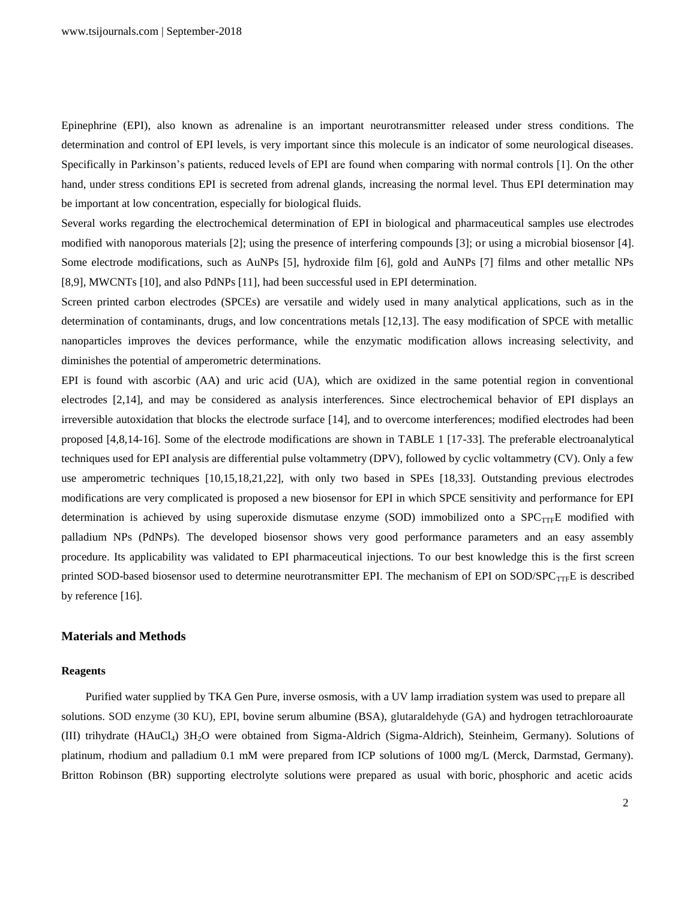Epinephrine (EPI), also known as adrenaline is an important neurotransmitter released under stress conditions. The determination and control of EPI levels, is very important since this molecule is an indicator of some neurological diseases. Specifically in Parkinson's patients, reduced levels of EPI are found when comparing with normal controls [1]. On the other hand, under stress conditions EPI is secreted from adrenal glands, increasing the normal level. Thus EPI determination may be important at low concentration, especially for biological fluids.

Several works regarding the electrochemical determination of EPI in biological and pharmaceutical samples use electrodes modified with nanoporous materials [2]; using the presence of interfering compounds [3]; or using a microbial biosensor [4]. Some electrode modifications, such as AuNPs [5], hydroxide film [6], gold and AuNPs [7] films and other metallic NPs [8,9], MWCNTs [10], and also PdNPs [11], had been successful used in EPI determination.

Screen printed carbon electrodes (SPCEs) are versatile and widely used in many analytical applications, such as in the determination of contaminants, drugs, and low concentrations metals [12,13]. The easy modification of SPCE with metallic nanoparticles improves the devices performance, while the enzymatic modification allows increasing selectivity, and diminishes the potential of amperometric determinations.

EPI is found with ascorbic (AA) and uric acid (UA), which are oxidized in the same potential region in conventional electrodes [2,14], and may be considered as analysis interferences. Since electrochemical behavior of EPI displays an irreversible autoxidation that blocks the electrode surface [14], and to overcome interferences; modified electrodes had been proposed [4,8,14-16]. Some of the electrode modifications are shown in TABLE 1 [17-33]. The preferable electroanalytical techniques used for EPI analysis are differential pulse voltammetry (DPV), followed by cyclic voltammetry (CV). Only a few use amperometric techniques [10,15,18,21,22], with only two based in SPEs [18,33]. Outstanding previous electrodes modifications are very complicated is proposed a new biosensor for EPI in which SPCE sensitivity and performance for EPI determination is achieved by using superoxide dismutase enzyme (SOD) immobilized onto a $SPC_{TTF}E$ modified with palladium NPs (PdNPs). The developed biosensor shows very good performance parameters and an easy assembly procedure. Its applicability was validated to EPI pharmaceutical injections. To our best knowledge this is the first screen printed SOD-based biosensor used to determine neurotransmitter EPI. The mechanism of EPI on SOD/$SPC_{TTF}E$ is described by reference [16].

## Materials and Methods

### Reagents

Purified water supplied by TKA Gen Pure, inverse osmosis, with a UV lamp irradiation system was used to prepare all solutions. SOD enzyme (30 KU), EPI, bovine serum albumine (BSA), glutaraldehyde (GA) and hydrogen tetrachloroaurate (III) trihydrate ($HAuCl_4$) $3H_2O$ were obtained from Sigma-Aldrich (Sigma-Aldrich), Steinheim, Germany). Solutions of platinum, rhodium and palladium 0.1 mM were prepared from ICP solutions of 1000 mg/L (Merck, Darmstad, Germany). Britton Robinson (BR) supporting electrolyte solutions were prepared as usual with boric, phosphoric and acetic acids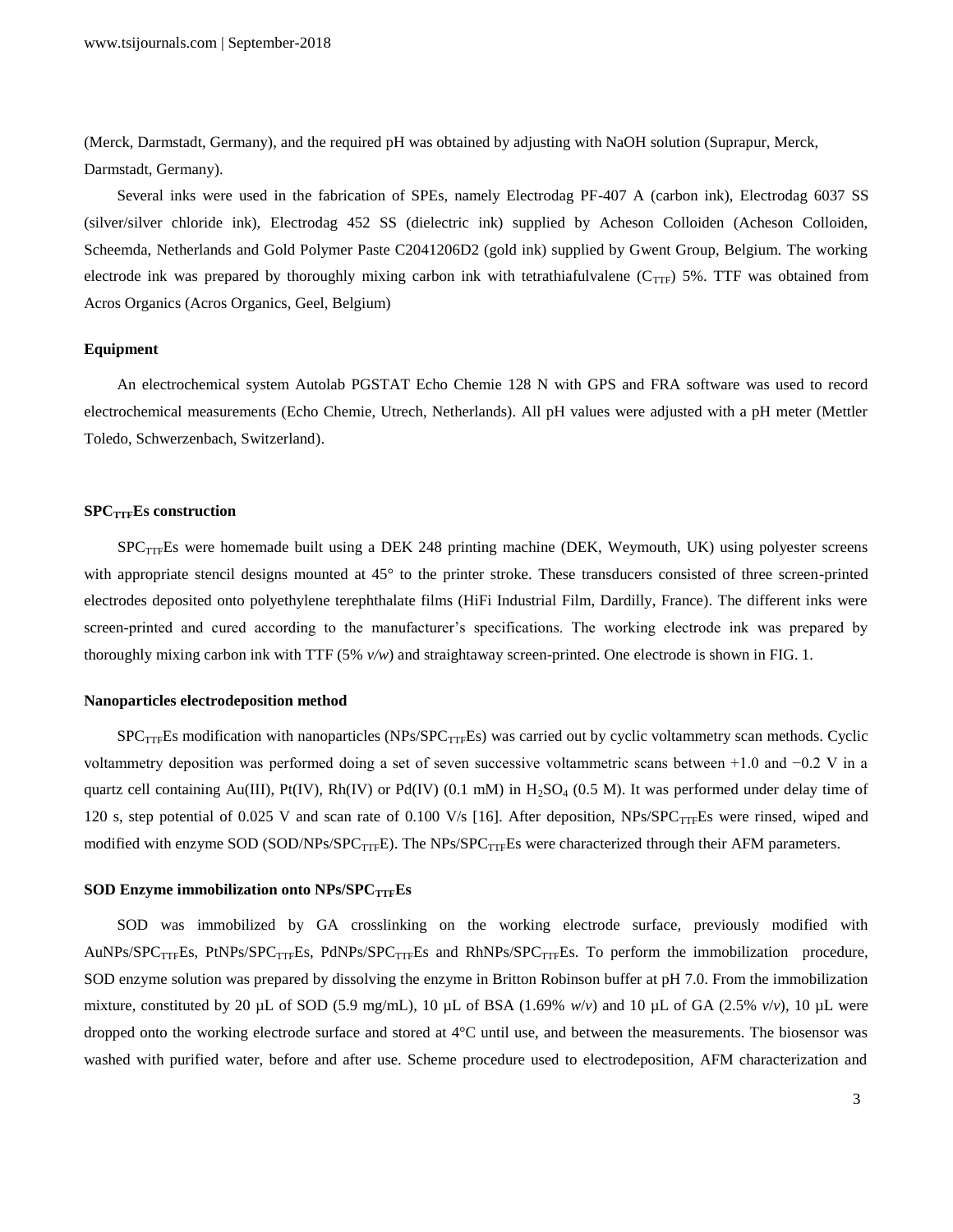(Merck, Darmstadt, Germany), and the required pH was obtained by adjusting with NaOH solution (Suprapur, Merck, Darmstadt, Germany).

Several inks were used in the fabrication of SPEs, namely Electrodag PF-407 A (carbon ink), Electrodag 6037 SS (silver/silver chloride ink), Electrodag 452 SS (dielectric ink) supplied by Acheson Colloiden (Acheson Colloiden, Scheemda, Netherlands and Gold Polymer Paste C2041206D2 (gold ink) supplied by Gwent Group, Belgium. The working electrode ink was prepared by thoroughly mixing carbon ink with tetrathiafulvalene ($C_{TTF}$) 5%. TTF was obtained from Acros Organics (Acros Organics, Geel, Belgium)

### Equipment

An electrochemical system Autolab PGSTAT Echo Chemie 128 N with GPS and FRA software was used to record electrochemical measurements (Echo Chemie, Utrech, Netherlands). All pH values were adjusted with a pH meter (Mettler Toledo, Schwerzenbach, Switzerland).

### $SPC_{TTF}Es$ construction

$SPC_{TTF}Es$ were homemade built using a DEK 248 printing machine (DEK, Weymouth, UK) using polyester screens with appropriate stencil designs mounted at 45° to the printer stroke. These transducers consisted of three screen-printed electrodes deposited onto polyethylene terephthalate films (HiFi Industrial Film, Dardilly, France). The different inks were screen-printed and cured according to the manufacturer's specifications. The working electrode ink was prepared by thoroughly mixing carbon ink with TTF (5% *v/w*) and straightaway screen-printed. One electrode is shown in FIG. 1.

### Nanoparticles electrodeposition method

$SPC_{TTF}Es$ modification with nanoparticles ($NPs/SPC_{TTF}Es$) was carried out by cyclic voltammetry scan methods. Cyclic voltammetry deposition was performed doing a set of seven successive voltammetric scans between +1.0 and −0.2 V in a quartz cell containing Au(III), Pt(IV), Rh(IV) or Pd(IV) (0.1 mM) in $H_2SO_4$ (0.5 M). It was performed under delay time of 120 s, step potential of 0.025 V and scan rate of 0.100 V/s [16]. After deposition, $NPs/SPC_{TTF}Es$ were rinsed, wiped and modified with enzyme SOD ($SOD/NPs/SPC_{TTF}E$). The $NPs/SPC_{TTF}Es$ were characterized through their AFM parameters.

### SOD Enzyme immobilization onto $NPs/SPC_{TTF}Es$

SOD was immobilized by GA crosslinking on the working electrode surface, previously modified with $AuNPs/SPC_{TTF}Es$, $PtNPs/SPC_{TTF}Es$, $PdNPs/SPC_{TTF}Es$ and $RhNPs/SPC_{TTF}Es$. To perform the immobilization procedure, SOD enzyme solution was prepared by dissolving the enzyme in Britton Robinson buffer at pH 7.0. From the immobilization mixture, constituted by 20 µL of SOD (5.9 mg/mL), 10 µL of BSA (1.69% *w*/*v*) and 10 µL of GA (2.5% *v*/*v*), 10 µL were dropped onto the working electrode surface and stored at 4°C until use, and between the measurements. The biosensor was washed with purified water, before and after use. Scheme procedure used to electrodeposition, AFM characterization and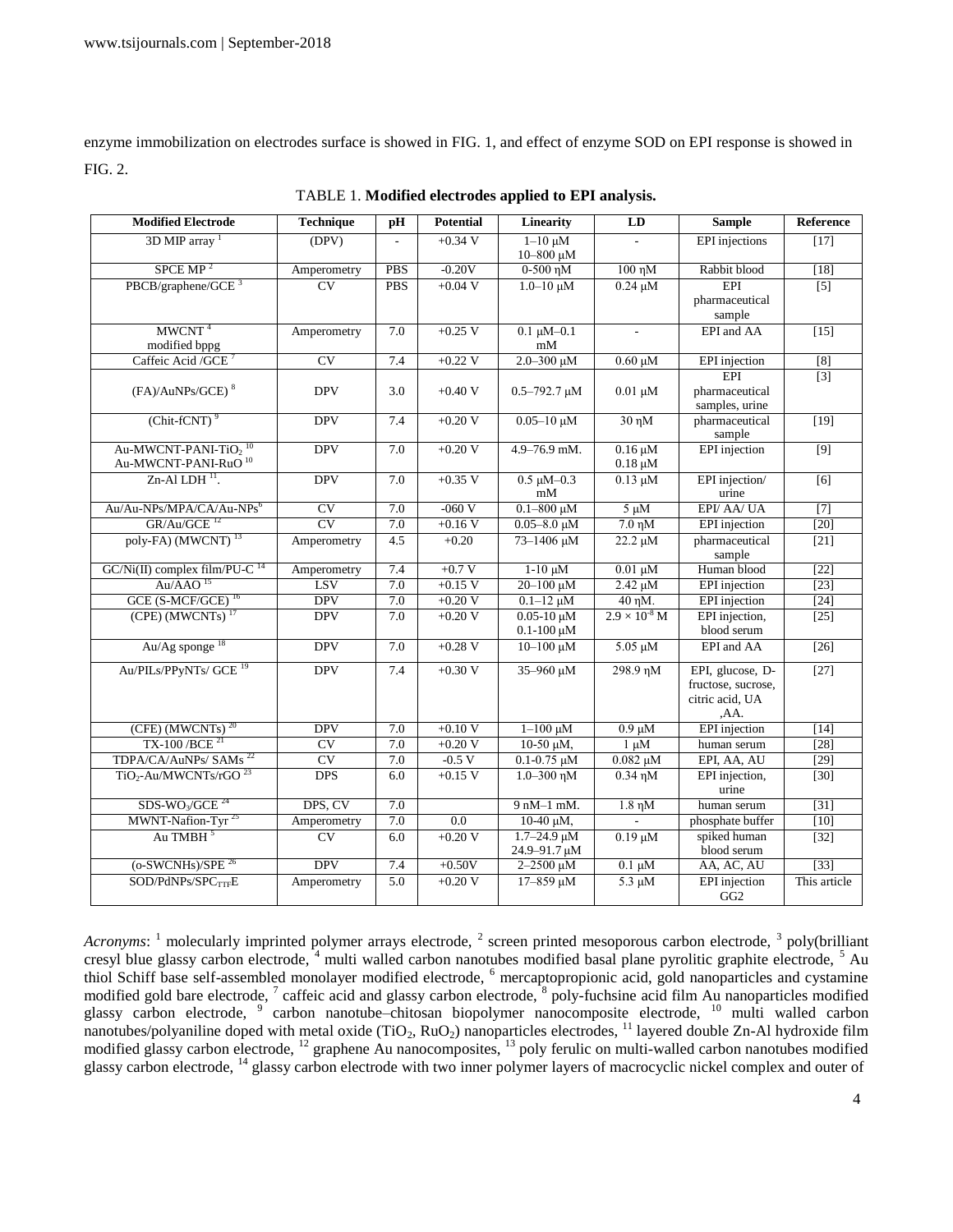enzyme immobilization on electrodes surface is showed in FIG. 1, and effect of enzyme SOD on EPI response is showed in FIG. 2.

TABLE 1. **Modified electrodes applied to EPI analysis.**

| Modified Electrode | Technique | pH | Potential | Linearity | LD | Sample | Reference |
|---|---|---|---|---|---|---|---|
| 3D MIP array [1] | (DPV) | - | +0.34 V | 1–10 μM 10–800 μM | - | EPI injections | [17] |
| SPCE MP [2] | Amperometry | PBS | -0.20V | 0-500 ηM | 100 ηM | Rabbit blood | [18] |
| PBCB/graphene/GCE [3] | CV | PBS | +0.04 V | 1.0–10 μM | 0.24 μM | EPI pharmaceutical sample | [5] |
| MWCNT [4] modified bppg | Amperometry | 7.0 | +0.25 V | 0.1 μM–0.1 mM | - | EPI and AA | [15] |
| Caffeic Acid /GCE [7] | CV | 7.4 | +0.22 V | 2.0–300 μM | 0.60 μM | EPI injection | [8] |
| (FA)/AuNPs/GCE) [8] | DPV | 3.0 | +0.40 V | 0.5–792.7 μM | 0.01 μM | EPI pharmaceutical samples, urine | [3] |
| (Chit-fCNT) [9] | DPV | 7.4 | +0.20 V | 0.05–10 μM | 30 ηM | pharmaceutical sample | [19] |
| Au-MWCNT-PANI-$TiO_2$ [10] Au-MWCNT-PANI-RuO [10] | DPV | 7.0 | +0.20 V | 4.9–76.9 mM. | 0.16 μM 0.18 μM | EPI injection | [9] |
| Zn-Al LDH [11]. | DPV | 7.0 | +0.35 V | 0.5 μM–0.3 mM | 0.13 μM | EPI injection/ urine | [6] |
| Au/Au-NPs/MPA/CA/Au-NPs[6] | CV | 7.0 | -060 V | 0.1–800 μM | 5 μM | EPI/ AA/ UA | [7] |
| GR/Au/GCE [12] | CV | 7.0 | +0.16 V | 0.05–8.0 μM | 7.0 ηM | EPI injection | [20] |
| poly-FA) (MWCNT) [13] | Amperometry | 4.5 | +0.20 | 73–1406 μM | 22.2 μM | pharmaceutical sample | [21] |
| GC/Ni(II) complex film/PU-C [14] | Amperometry | 7.4 | +0.7 V | 1-10 μM | 0.01 μM | Human blood | [22] |
| Au/AAO [15] | LSV | 7.0 | +0.15 V | 20–100 μM | 2.42 μM | EPI injection | [23] |
| GCE (S-MCF/GCE) [16] | DPV | 7.0 | +0.20 V | 0.1–12 μM | 40 ηM. | EPI injection | [24] |
| (CPE) (MWCNTs) [17] | DPV | 7.0 | +0.20 V | 0.05-10 μM 0.1-100 μM | $2.9 \times 10^{-8}$ M | EPI injection, blood serum | [25] |
| Au/Ag sponge [18] | DPV | 7.0 | +0.28 V | 10–100 μM | 5.05 μM | EPI and AA | [26] |
| Au/PILs/PPyNTs/ GCE [19] | DPV | 7.4 | +0.30 V | 35–960 μM | 298.9 ηM | EPI, glucose, D-fructose, sucrose, citric acid, UA ,AA. | [27] |
| (CFE) (MWCNTs) [20] | DPV | 7.0 | +0.10 V | 1–100 μM | 0.9 μM | EPI injection | [14] |
| TX-100 /BCE [21] | CV | 7.0 | +0.20 V | 10-50 μM, | 1 μM | human serum | [28] |
| TDPA/CA/AuNPs/ SAMs [22] | CV | 7.0 | -0.5 V | 0.1-0.75 μM | 0.082 μM | EPI, AA, AU | [29] |
| $TiO_2$-Au/MWCNTs/rGO [23] | DPS | 6.0 | +0.15 V | 1.0–300 ηM | 0.34 ηM | EPI injection, urine | [30] |
| SDS-$WO_3$/GCE [24] | DPS, CV | 7.0 | | 9 nM–1 mM. | 1.8 ηM | human serum | [31] |
| MWNT-Nafion-Tyr [25] | Amperometry | 7.0 | 0.0 | 10-40 μM, | - | phosphate buffer | [10] |
| Au TMBH [5] | CV | 6.0 | +0.20 V | 1.7–24.9 μM 24.9–91.7 μM | 0.19 μM | spiked human blood serum | [32] |
| (o-SWCNHs)/SPE [26] | DPV | 7.4 | +0.50V | 2–2500 μM | 0.1 μM | AA, AC, AU | [33] |
| SOD/PdNPs/$SPC_{TTF}$E | Amperometry | 5.0 | +0.20 V | 17–859 μM | 5.3 μM | EPI injection GG2 | This article |

*Acronyms*: [1] molecularly imprinted polymer arrays electrode, [2] screen printed mesoporous carbon electrode, [3] poly(brilliant cresyl blue glassy carbon electrode, [4] multi walled carbon nanotubes modified basal plane pyrolitic graphite electrode, [5] Au thiol Schiff base self-assembled monolayer modified electrode, [6] mercaptopropionic acid, gold nanoparticles and cystamine modified gold bare electrode, [7] caffeic acid and glassy carbon electrode, [8] poly-fuchsine acid film Au nanoparticles modified glassy carbon electrode, [9] carbon nanotube–chitosan biopolymer nanocomposite electrode, [10] multi walled carbon nanotubes/polyaniline doped with metal oxide ($TiO_2$, $RuO_2$) nanoparticles electrodes, [11] layered double Zn-Al hydroxide film modified glassy carbon electrode, [12] graphene Au nanocomposites, [13] poly ferulic on multi-walled carbon nanotubes modified glassy carbon electrode, [14] glassy carbon electrode with two inner polymer layers of macrocyclic nickel complex and outer of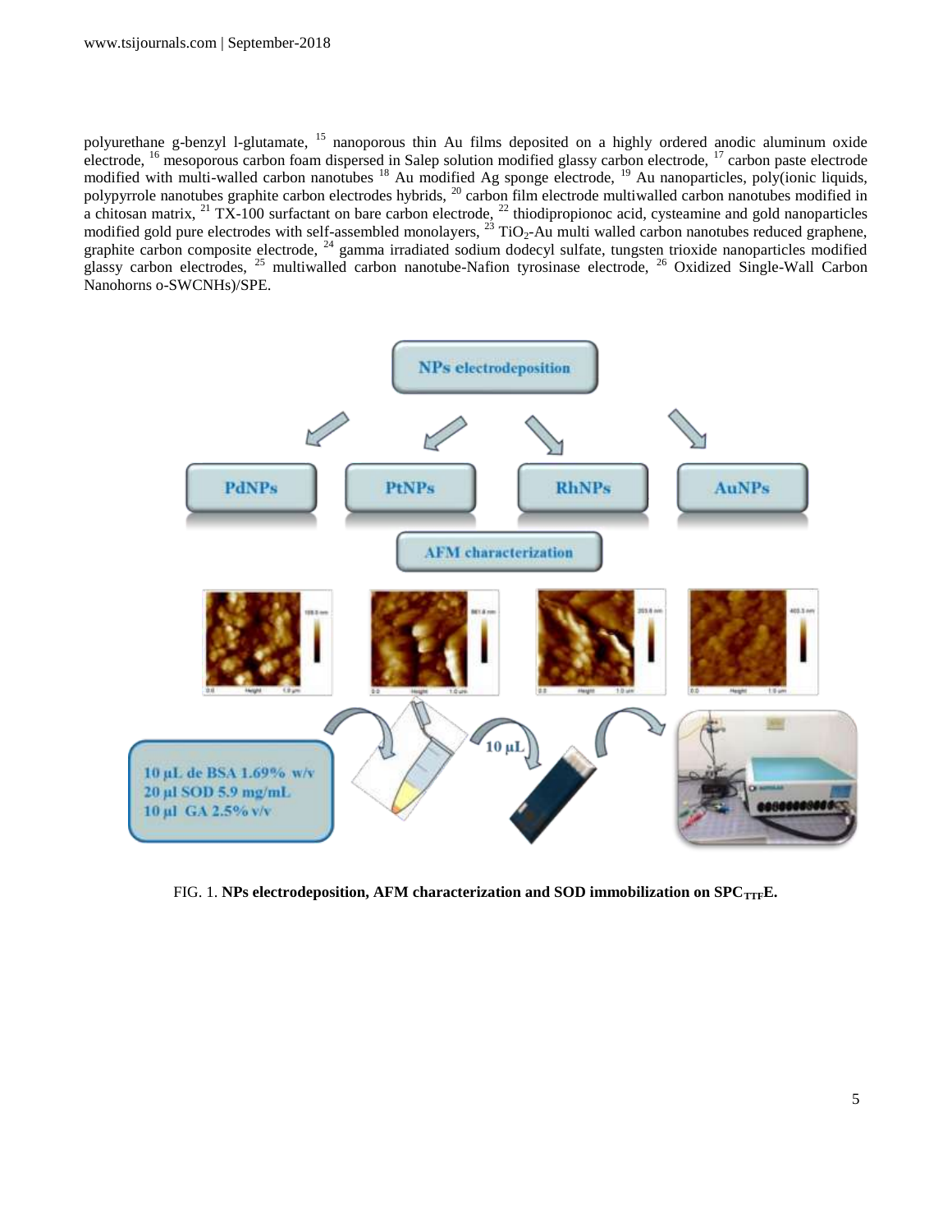polyurethane g-benzyl l-glutamate, [15] nanoporous thin Au films deposited on a highly ordered anodic aluminum oxide electrode, [16] mesoporous carbon foam dispersed in Salep solution modified glassy carbon electrode, [17] carbon paste electrode modified with multi-walled carbon nanotubes [18] Au modified Ag sponge electrode, [19] Au nanoparticles, poly(ionic liquids, polypyrrole nanotubes graphite carbon electrodes hybrids, [20] carbon film electrode multiwalled carbon nanotubes modified in a chitosan matrix, [21] TX-100 surfactant on bare carbon electrode, [22] thiodipropionoc acid, cysteamine and gold nanoparticles modified gold pure electrodes with self-assembled monolayers, [23] $TiO_2$-Au multi walled carbon nanotubes reduced graphene, graphite carbon composite electrode, [24] gamma irradiated sodium dodecyl sulfate, tungsten trioxide nanoparticles modified glassy carbon electrodes, [25] multiwalled carbon nanotube-Nafion tyrosinase electrode, [26] Oxidized Single-Wall Carbon Nanohorns o-SWCNHs)/SPE.

FIG. 1. **NPs electrodeposition, AFM characterization and SOD immobilization on $SPC_{TTF}E$.**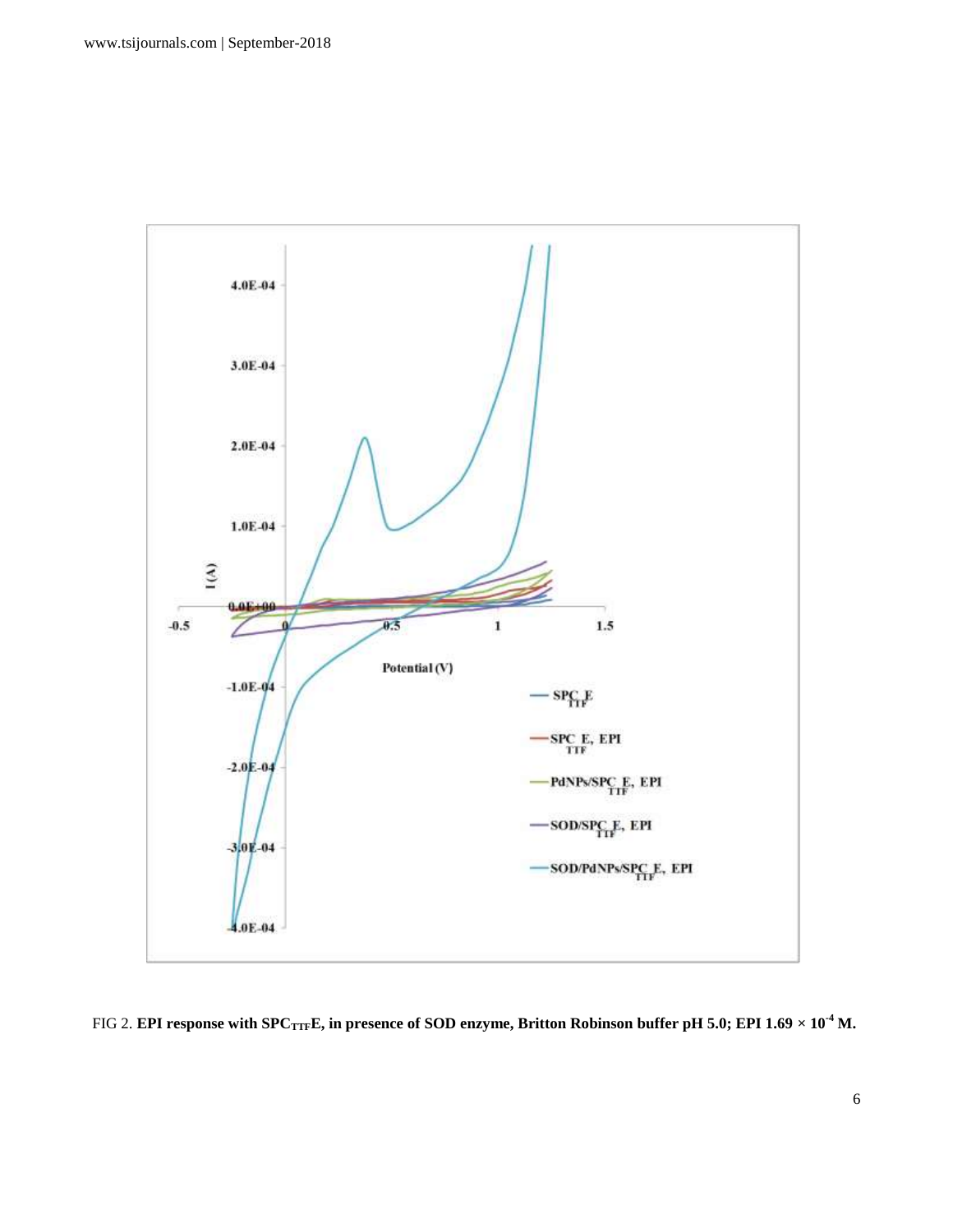FIG 2. **EPI response with $SPC_{TTF}E$, in presence of SOD enzyme, Britton Robinson buffer pH 5.0; EPI $1.69 \times 10^{-4}$ M.**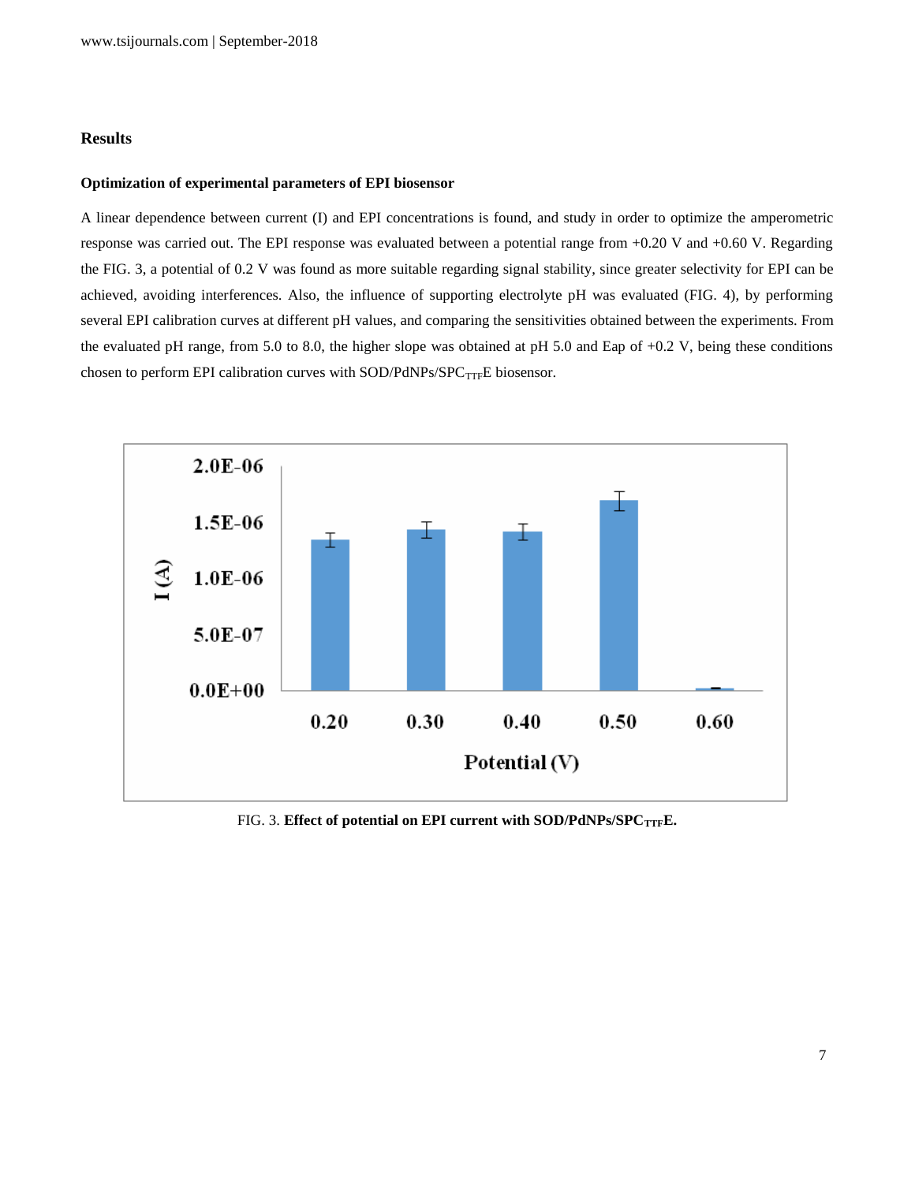## Results

### Optimization of experimental parameters of EPI biosensor

A linear dependence between current (I) and EPI concentrations is found, and study in order to optimize the amperometric response was carried out. The EPI response was evaluated between a potential range from +0.20 V and +0.60 V. Regarding the FIG. 3, a potential of 0.2 V was found as more suitable regarding signal stability, since greater selectivity for EPI can be achieved, avoiding interferences. Also, the influence of supporting electrolyte pH was evaluated (FIG. 4), by performing several EPI calibration curves at different pH values, and comparing the sensitivities obtained between the experiments. From the evaluated pH range, from 5.0 to 8.0, the higher slope was obtained at pH 5.0 and Eap of +0.2 V, being these conditions chosen to perform EPI calibration curves with SOD/PdNPs/$SPC_{TTF}E$ biosensor.

FIG. 3. **Effect of potential on EPI current with SOD/PdNPs/$SPC_{TTF}E$.**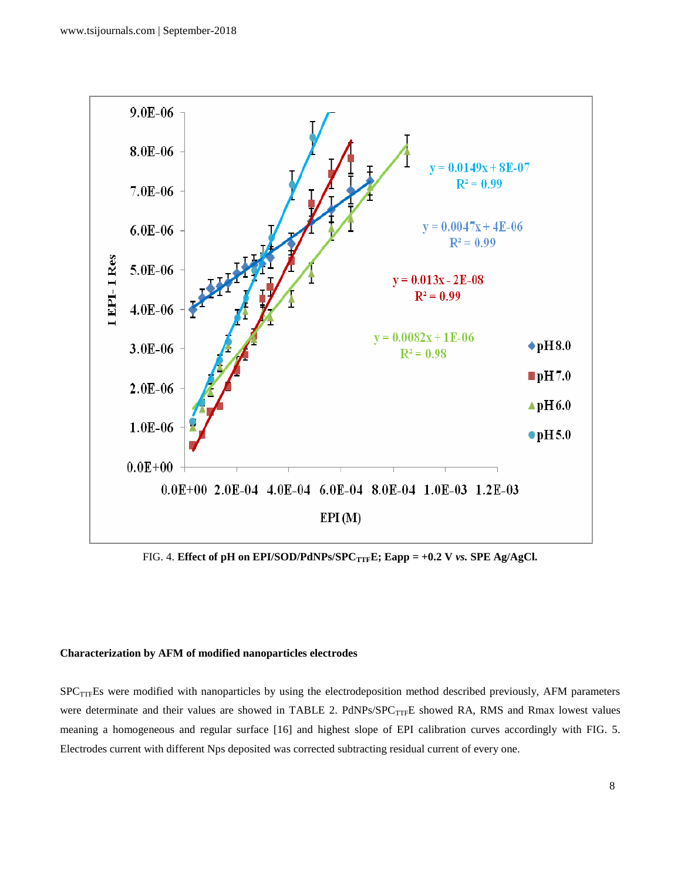FIG. 4. **Effect of pH on EPI/SOD/PdNPs/SPC$_{TTF}$E; Eapp = +0.2 V *vs.* SPE Ag/AgCl.**

**Characterization by AFM of modified nanoparticles electrodes**

SPC$_{TTF}$Es were modified with nanoparticles by using the electrodeposition method described previously, AFM parameters were determinate and their values are showed in TABLE 2. PdNPs/SPC$_{TTF}$E showed RA, RMS and Rmax lowest values meaning a homogeneous and regular surface [16] and highest slope of EPI calibration curves accordingly with FIG. 5. Electrodes current with different Nps deposited was corrected subtracting residual current of every one.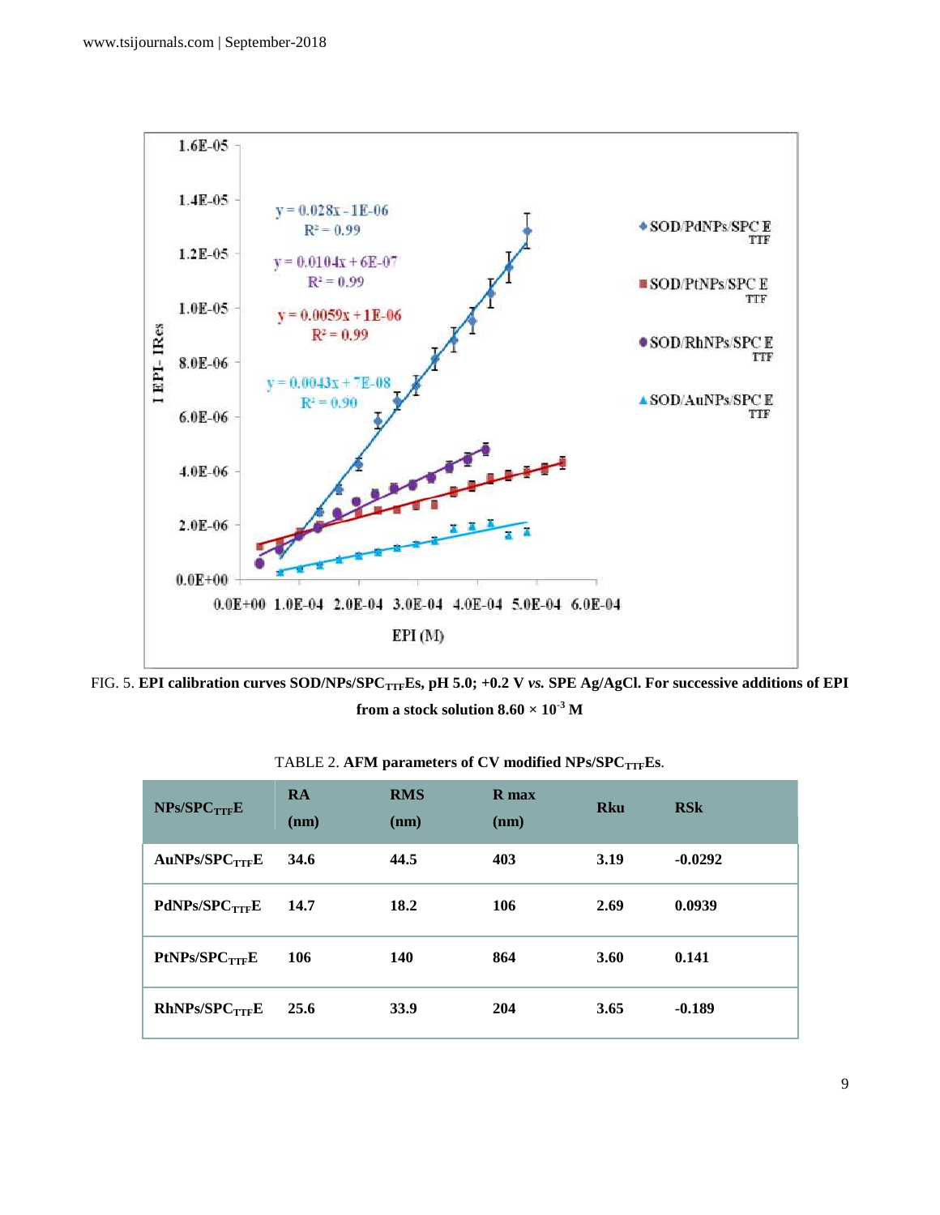FIG. 5. **EPI calibration curves SOD/NPs/SPC$_{TTF}$Es, pH 5.0; +0.2 V *vs.* SPE Ag/AgCl. For successive additions of EPI from a stock solution 8.60 × 10$^{-3}$ M**

TABLE 2. **AFM parameters of CV modified NPs/SPC$_{TTF}$Es**.

| NPs/SPC$_{TTF}$E | RA (nm) | RMS (nm) | R max (nm) | Rku | RSk |
|---|---|---|---|---|---|
| AuNPs/SPC$_{TTF}$E | 34.6 | 44.5 | 403 | 3.19 | -0.0292 |
| PdNPs/SPC$_{TTF}$E | 14.7 | 18.2 | 106 | 2.69 | 0.0939 |
| PtNPs/SPC$_{TTF}$E | 106 | 140 | 864 | 3.60 | 0.141 |
| RhNPs/SPC$_{TTF}$E | 25.6 | 33.9 | 204 | 3.65 | -0.189 |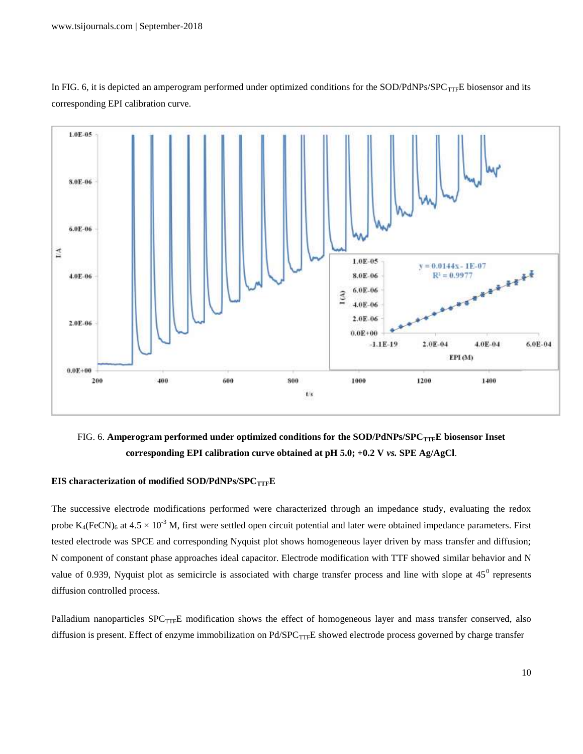In FIG. 6, it is depicted an amperogram performed under optimized conditions for the SOD/PdNPs/$SPC_{TTF}E$ biosensor and its corresponding EPI calibration curve.

FIG. 6. **Amperogram performed under optimized conditions for the SOD/PdNPs/$SPC_{TTF}E$ biosensor Inset corresponding EPI calibration curve obtained at pH 5.0; +0.2 V *vs.* SPE Ag/AgCl**.

### EIS characterization of modified SOD/PdNPs/$SPC_{TTF}E$

The successive electrode modifications performed were characterized through an impedance study, evaluating the redox probe $K_4(FeCN)_6$ at $4.5 \times 10^{-3}$ M, first were settled open circuit potential and later were obtained impedance parameters. First tested electrode was SPCE and corresponding Nyquist plot shows homogeneous layer driven by mass transfer and diffusion; N component of constant phase approaches ideal capacitor. Electrode modification with TTF showed similar behavior and N value of 0.939, Nyquist plot as semicircle is associated with charge transfer process and line with slope at $45^0$ represents diffusion controlled process.

Palladium nanoparticles $SPC_{TTF}E$ modification shows the effect of homogeneous layer and mass transfer conserved, also diffusion is present. Effect of enzyme immobilization on Pd/$SPC_{TTF}E$ showed electrode process governed by charge transfer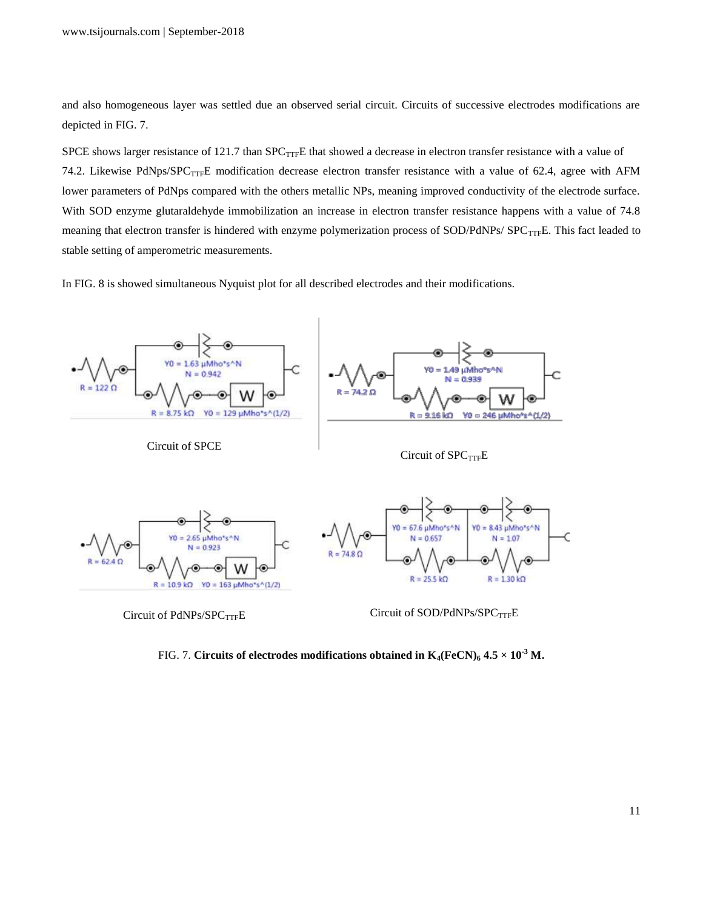and also homogeneous layer was settled due an observed serial circuit. Circuits of successive electrodes modifications are depicted in FIG. 7.

SPCE shows larger resistance of 121.7 than $SPC_{TTF}E$ that showed a decrease in electron transfer resistance with a value of 74.2. Likewise PdNps/$SPC_{TTF}E$ modification decrease electron transfer resistance with a value of 62.4, agree with AFM lower parameters of PdNps compared with the others metallic NPs, meaning improved conductivity of the electrode surface. With SOD enzyme glutaraldehyde immobilization an increase in electron transfer resistance happens with a value of 74.8 meaning that electron transfer is hindered with enzyme polymerization process of SOD/PdNPs/ $SPC_{TTF}E$. This fact leaded to stable setting of amperometric measurements.

In FIG. 8 is showed simultaneous Nyquist plot for all described electrodes and their modifications.

Circuit of SPCE

Circuit of $SPC_{TTF}E$

Circuit of PdNPs/$SPC_{TTF}E$

Circuit of SOD/PdNPs/$SPC_{TTF}E$

FIG. 7. **Circuits of electrodes modifications obtained in $K_4(FeCN)_6$ 4.5 × $10^{-3}$ M.**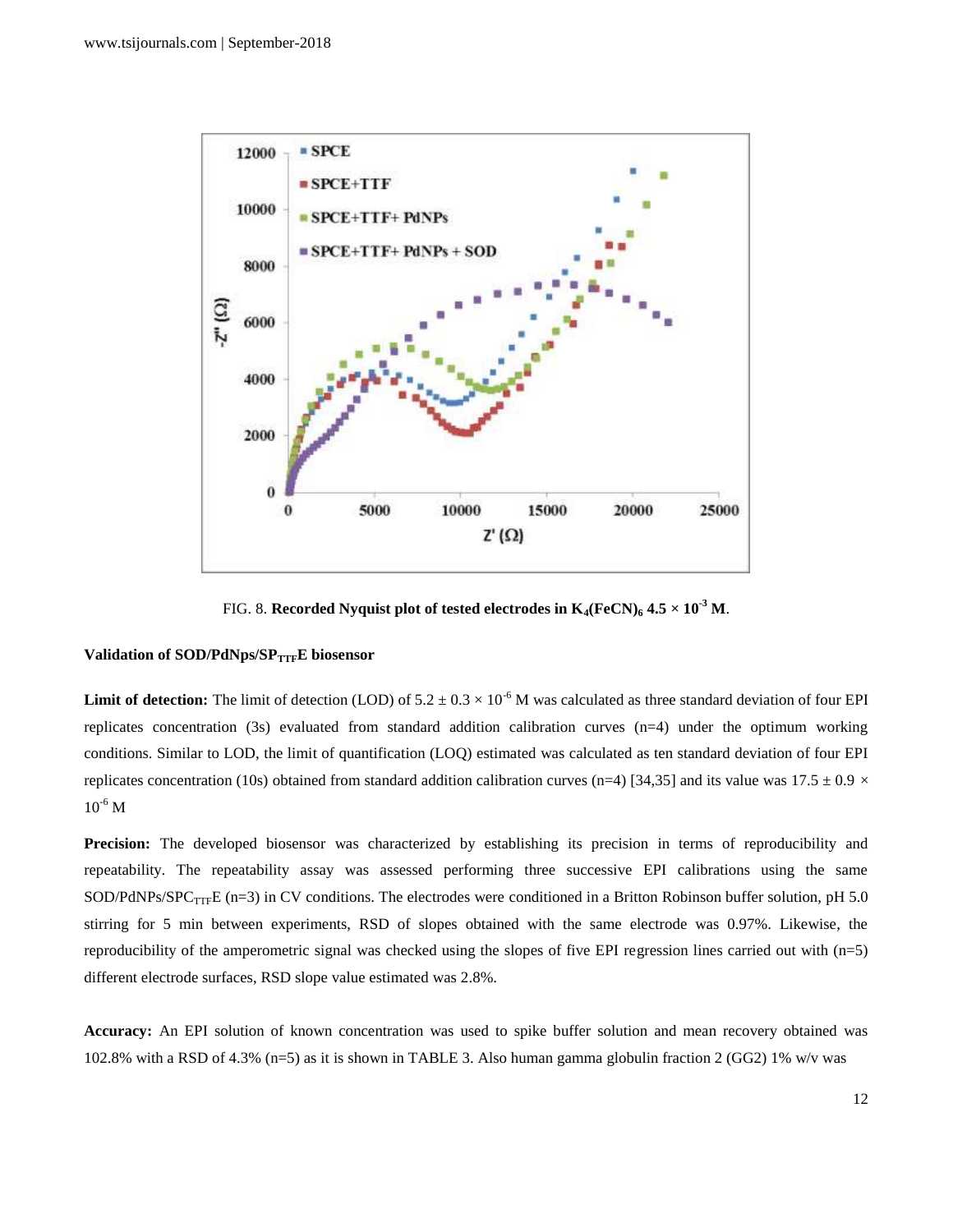FIG. 8. **Recorded Nyquist plot of tested electrodes in $K_4(FeCN)_6$ $4.5 \times 10^{-3}$ M**.

### Validation of SOD/PdNps/$SP_{TTF}$E biosensor

**Limit of detection:** The limit of detection (LOD) of $5.2 \pm 0.3 \times 10^{-6}$ M was calculated as three standard deviation of four EPI replicates concentration (3s) evaluated from standard addition calibration curves (n=4) under the optimum working conditions. Similar to LOD, the limit of quantification (LOQ) estimated was calculated as ten standard deviation of four EPI replicates concentration (10s) obtained from standard addition calibration curves (n=4) [34,35] and its value was $17.5 \pm 0.9 \times 10^{-6}$ M

**Precision:** The developed biosensor was characterized by establishing its precision in terms of reproducibility and repeatability. The repeatability assay was assessed performing three successive EPI calibrations using the same SOD/PdNPs/$SPC_{TTF}$E (n=3) in CV conditions. The electrodes were conditioned in a Britton Robinson buffer solution, pH 5.0 stirring for 5 min between experiments, RSD of slopes obtained with the same electrode was 0.97%. Likewise, the reproducibility of the amperometric signal was checked using the slopes of five EPI regression lines carried out with (n=5) different electrode surfaces, RSD slope value estimated was 2.8%.

**Accuracy:** An EPI solution of known concentration was used to spike buffer solution and mean recovery obtained was 102.8% with a RSD of 4.3% (n=5) as it is shown in TABLE 3. Also human gamma globulin fraction 2 (GG2) 1% w/v was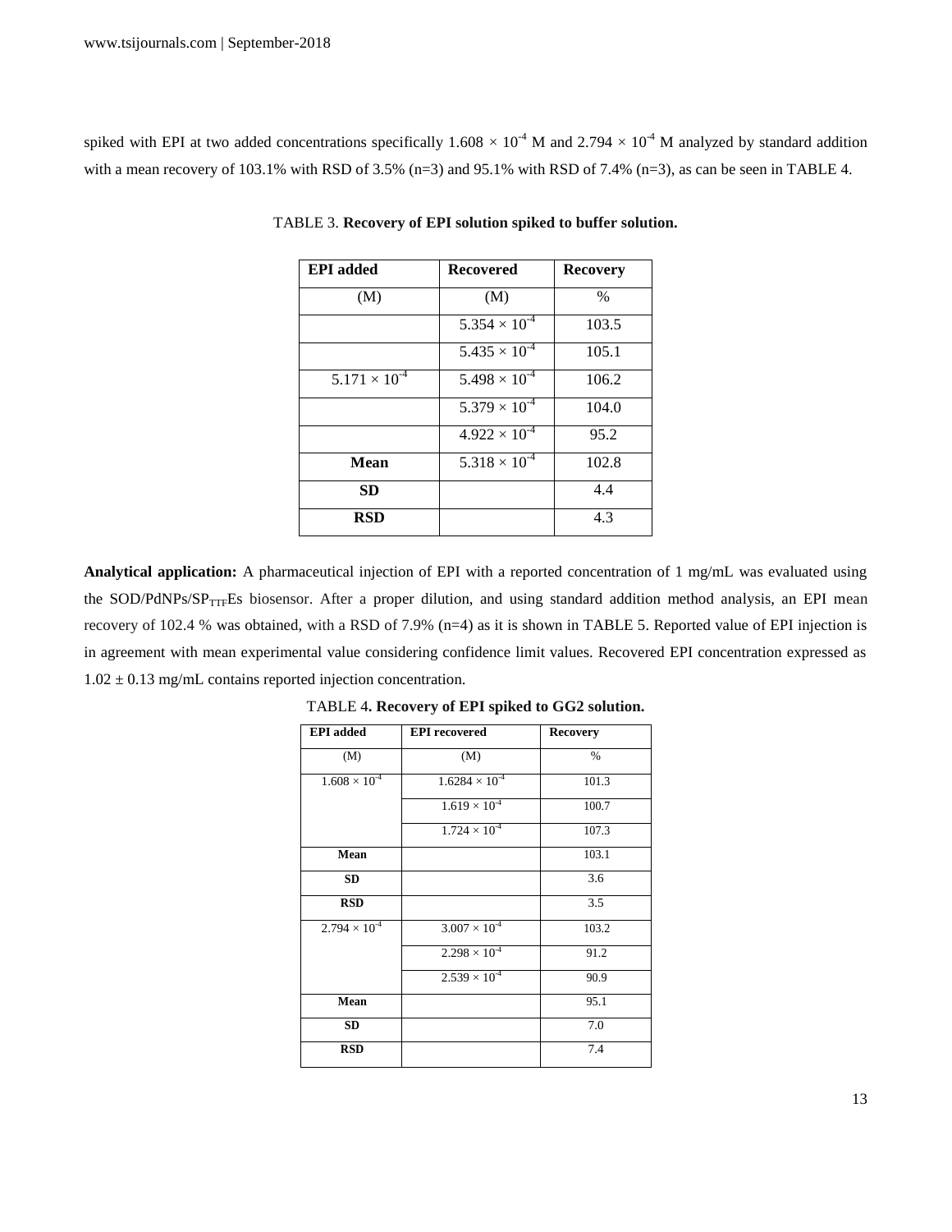spiked with EPI at two added concentrations specifically $1.608 \times 10^{-4}$ M and $2.794 \times 10^{-4}$ M analyzed by standard addition with a mean recovery of 103.1% with RSD of 3.5% (n=3) and 95.1% with RSD of 7.4% (n=3), as can be seen in TABLE 4.

TABLE 3. **Recovery of EPI solution spiked to buffer solution.**

| **EPI added** | **Recovered** | **Recovery** |
|---|---|---|
| (M) | (M) | % |
| | $5.354 \times 10^{-4}$ | 103.5 |
| | $5.435 \times 10^{-4}$ | 105.1 |
| $5.171 \times 10^{-4}$ | $5.498 \times 10^{-4}$ | 106.2 |
| | $5.379 \times 10^{-4}$ | 104.0 |
| | $4.922 \times 10^{-4}$ | 95.2 |
| **Mean** | $5.318 \times 10^{-4}$ | 102.8 |
| **SD** | | 4.4 |
| **RSD** | | 4.3 |

**Analytical application:** A pharmaceutical injection of EPI with a reported concentration of 1 mg/mL was evaluated using the SOD/PdNPs/$SP_{TTF}$Es biosensor. After a proper dilution, and using standard addition method analysis, an EPI mean recovery of 102.4 % was obtained, with a RSD of 7.9% (n=4) as it is shown in TABLE 5. Reported value of EPI injection is in agreement with mean experimental value considering confidence limit values. Recovered EPI concentration expressed as $1.02 \pm 0.13$ mg/mL contains reported injection concentration.

TABLE 4**. Recovery of EPI spiked to GG2 solution.**

| **EPI added** | **EPI recovered** | **Recovery** |
|---|---|---|
| (M) | (M) | % |
| $1.608 \times 10^{-4}$ | $1.6284 \times 10^{-4}$ | 101.3 |
| | $1.619 \times 10^{-4}$ | 100.7 |
| | $1.724 \times 10^{-4}$ | 107.3 |
| **Mean** | | 103.1 |
| **SD** | | 3.6 |
| **RSD** | | 3.5 |
| $2.794 \times 10^{-4}$ | $3.007 \times 10^{-4}$ | 103.2 |
| | $2.298 \times 10^{-4}$ | 91.2 |
| | $2.539 \times 10^{-4}$ | 90.9 |
| **Mean** | | 95.1 |
| **SD** | | 7.0 |
| **RSD** | | 7.4 |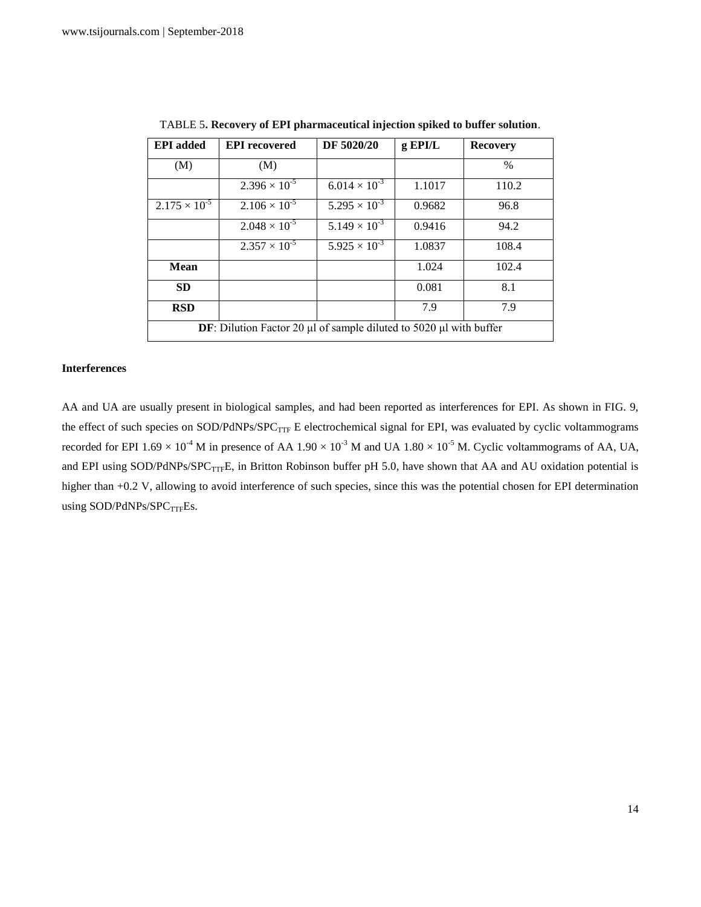TABLE 5**. Recovery of EPI pharmaceutical injection spiked to buffer solution**.

| EPI added | EPI recovered | DF 5020/20 | g EPI/L | Recovery |
|---|---|---|---|---|
| (M) | (M) | | | % |
| | $2.396 \times 10^{-5}$ | $6.014 \times 10^{-3}$ | 1.1017 | 110.2 |
| $2.175 \times 10^{-5}$ | $2.106 \times 10^{-5}$ | $5.295 \times 10^{-3}$ | 0.9682 | 96.8 |
| | $2.048 \times 10^{-5}$ | $5.149 \times 10^{-3}$ | 0.9416 | 94.2 |
| | $2.357 \times 10^{-5}$ | $5.925 \times 10^{-3}$ | 1.0837 | 108.4 |
| **Mean** | | | 1.024 | 102.4 |
| **SD** | | | 0.081 | 8.1 |
| **RSD** | | | 7.9 | 7.9 |
| **DF**: Dilution Factor 20 μl of sample diluted to 5020 μl with buffer | | | | |

**Interferences**

AA and UA are usually present in biological samples, and had been reported as interferences for EPI. As shown in FIG. 9, the effect of such species on SOD/PdNPs/$SPC_{TTF}$ E electrochemical signal for EPI, was evaluated by cyclic voltammograms recorded for EPI $1.69 \times 10^{-4}$ M in presence of AA $1.90 \times 10^{-3}$ M and UA $1.80 \times 10^{-5}$ M. Cyclic voltammograms of AA, UA, and EPI using SOD/PdNPs/$SPC_{TTF}$E, in Britton Robinson buffer pH 5.0, have shown that AA and AU oxidation potential is higher than +0.2 V, allowing to avoid interference of such species, since this was the potential chosen for EPI determination using SOD/PdNPs/$SPC_{TTF}$Es.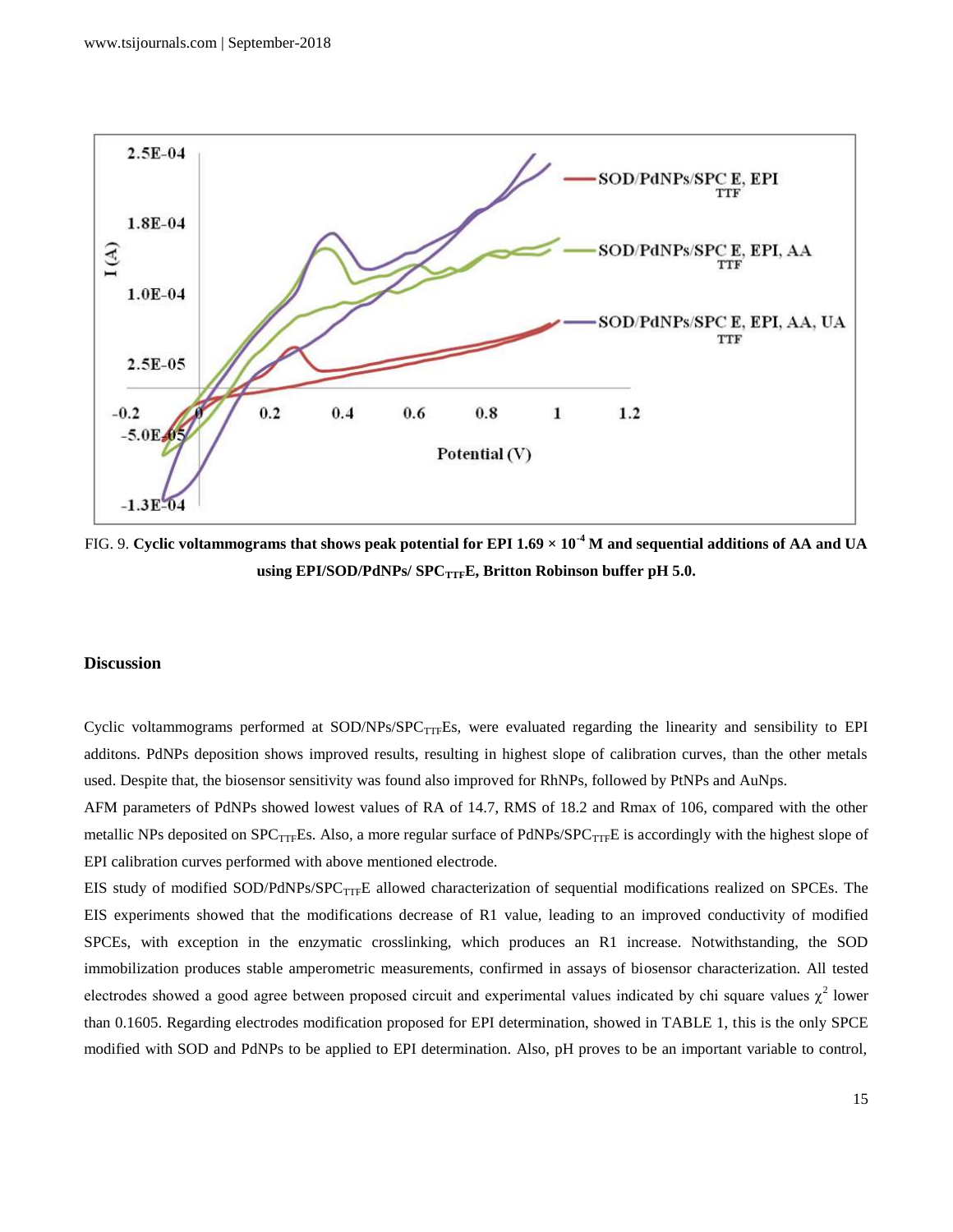FIG. 9. **Cyclic voltammograms that shows peak potential for EPI 1.69 × $10^{-4}$ M and sequential additions of AA and UA using EPI/SOD/PdNPs/ $SPC_{TTF}E$, Britton Robinson buffer pH 5.0.**

## Discussion

Cyclic voltammograms performed at SOD/NPs/$SPC_{TTF}Es$, were evaluated regarding the linearity and sensibility to EPI additons. PdNPs deposition shows improved results, resulting in highest slope of calibration curves, than the other metals used. Despite that, the biosensor sensitivity was found also improved for RhNPs, followed by PtNPs and AuNps.

AFM parameters of PdNPs showed lowest values of RA of 14.7, RMS of 18.2 and Rmax of 106, compared with the other metallic NPs deposited on $SPC_{TTF}Es$. Also, a more regular surface of PdNPs/$SPC_{TTF}E$ is accordingly with the highest slope of EPI calibration curves performed with above mentioned electrode.

EIS study of modified SOD/PdNPs/$SPC_{TTF}E$ allowed characterization of sequential modifications realized on SPCEs. The EIS experiments showed that the modifications decrease of R1 value, leading to an improved conductivity of modified SPCEs, with exception in the enzymatic crosslinking, which produces an R1 increase. Notwithstanding, the SOD immobilization produces stable amperometric measurements, confirmed in assays of biosensor characterization. All tested electrodes showed a good agree between proposed circuit and experimental values indicated by chi square values $\chi^2$ lower than 0.1605. Regarding electrodes modification proposed for EPI determination, showed in TABLE 1, this is the only SPCE modified with SOD and PdNPs to be applied to EPI determination. Also, pH proves to be an important variable to control,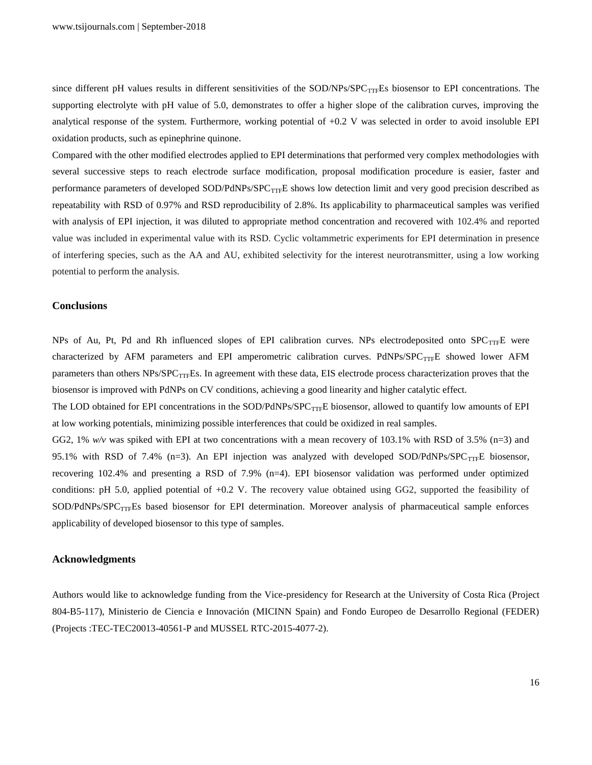since different pH values results in different sensitivities of the SOD/NPs/$SPC_{TTF}$Es biosensor to EPI concentrations. The supporting electrolyte with pH value of 5.0, demonstrates to offer a higher slope of the calibration curves, improving the analytical response of the system. Furthermore, working potential of +0.2 V was selected in order to avoid insoluble EPI oxidation products, such as epinephrine quinone.

Compared with the other modified electrodes applied to EPI determinations that performed very complex methodologies with several successive steps to reach electrode surface modification, proposal modification procedure is easier, faster and performance parameters of developed SOD/PdNPs/$SPC_{TTF}$E shows low detection limit and very good precision described as repeatability with RSD of 0.97% and RSD reproducibility of 2.8%. Its applicability to pharmaceutical samples was verified with analysis of EPI injection, it was diluted to appropriate method concentration and recovered with 102.4% and reported value was included in experimental value with its RSD. Cyclic voltammetric experiments for EPI determination in presence of interfering species, such as the AA and AU, exhibited selectivity for the interest neurotransmitter, using a low working potential to perform the analysis.

## Conclusions

NPs of Au, Pt, Pd and Rh influenced slopes of EPI calibration curves. NPs electrodeposited onto $SPC_{TTF}$E were characterized by AFM parameters and EPI amperometric calibration curves. PdNPs/$SPC_{TTF}$E showed lower AFM parameters than others NPs/$SPC_{TTF}$Es. In agreement with these data, EIS electrode process characterization proves that the biosensor is improved with PdNPs on CV conditions, achieving a good linearity and higher catalytic effect.

The LOD obtained for EPI concentrations in the SOD/PdNPs/$SPC_{TTF}$E biosensor, allowed to quantify low amounts of EPI at low working potentials, minimizing possible interferences that could be oxidized in real samples.

GG2, 1% *w/v* was spiked with EPI at two concentrations with a mean recovery of 103.1% with RSD of 3.5% (n=3) and 95.1% with RSD of 7.4% (n=3). An EPI injection was analyzed with developed SOD/PdNPs/$SPC_{TTF}$E biosensor, recovering 102.4% and presenting a RSD of 7.9% (n=4). EPI biosensor validation was performed under optimized conditions: pH 5.0, applied potential of +0.2 V. The recovery value obtained using GG2, supported the feasibility of SOD/PdNPs/$SPC_{TTF}$Es based biosensor for EPI determination. Moreover analysis of pharmaceutical sample enforces applicability of developed biosensor to this type of samples.

## Acknowledgments

Authors would like to acknowledge funding from the Vice-presidency for Research at the University of Costa Rica (Project 804-B5-117), Ministerio de Ciencia e Innovación (MICINN Spain) and Fondo Europeo de Desarrollo Regional (FEDER) (Projects :TEC-TEC20013-40561-P and MUSSEL RTC-2015-4077-2).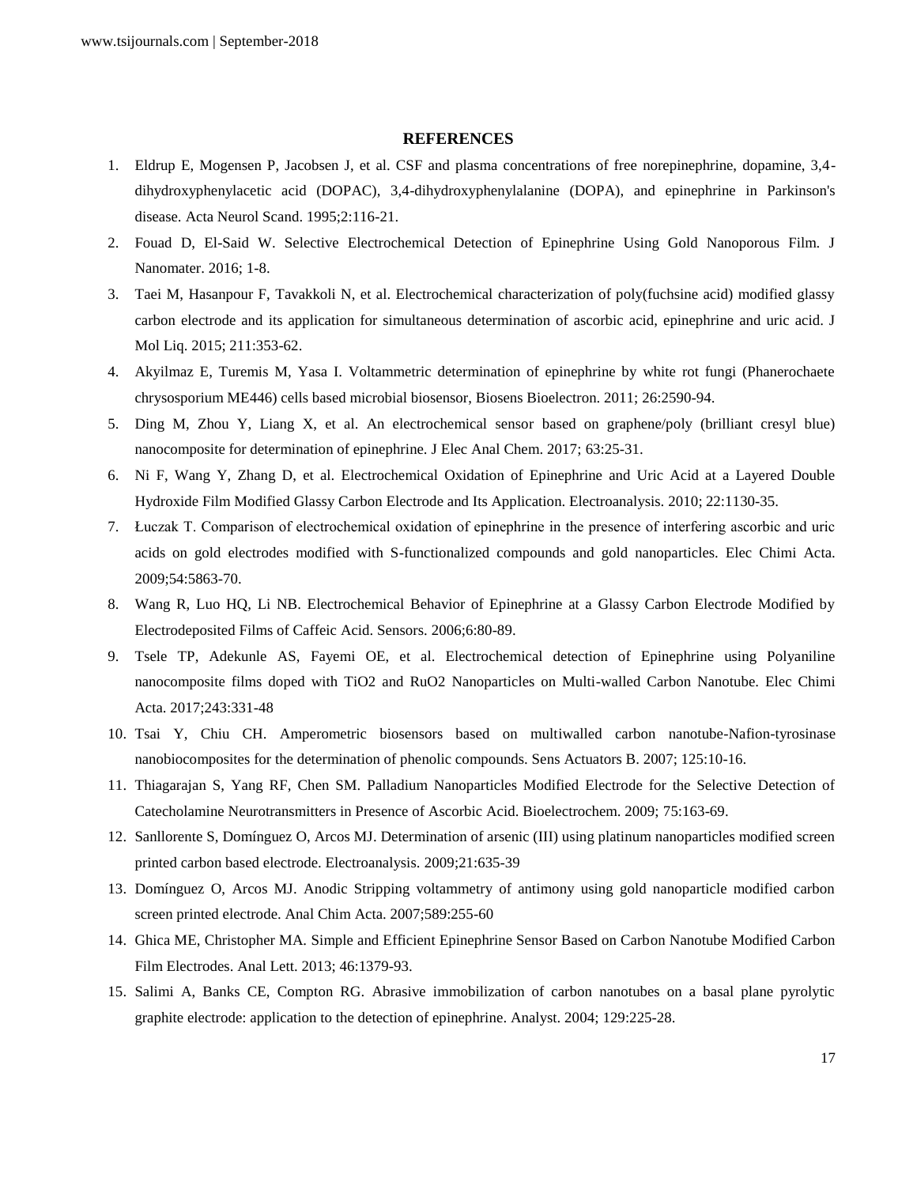## REFERENCES

1. Eldrup E, Mogensen P, Jacobsen J, et al. CSF and plasma concentrations of free norepinephrine, dopamine, 3,4-dihydroxyphenylacetic acid (DOPAC), 3,4-dihydroxyphenylalanine (DOPA), and epinephrine in Parkinson's disease. Acta Neurol Scand. 1995;2:116-21.
2. Fouad D, El-Said W. Selective Electrochemical Detection of Epinephrine Using Gold Nanoporous Film. J Nanomater. 2016; 1-8.
3. Taei M, Hasanpour F, Tavakkoli N, et al. Electrochemical characterization of poly(fuchsine acid) modified glassy carbon electrode and its application for simultaneous determination of ascorbic acid, epinephrine and uric acid. J Mol Liq. 2015; 211:353-62.
4. Akyilmaz E, Turemis M, Yasa I. Voltammetric determination of epinephrine by white rot fungi (Phanerochaete chrysosporium ME446) cells based microbial biosensor, Biosens Bioelectron. 2011; 26:2590-94.
5. Ding M, Zhou Y, Liang X, et al. An electrochemical sensor based on graphene/poly (brilliant cresyl blue) nanocomposite for determination of epinephrine. J Elec Anal Chem. 2017; 63:25-31.
6. Ni F, Wang Y, Zhang D, et al. Electrochemical Oxidation of Epinephrine and Uric Acid at a Layered Double Hydroxide Film Modified Glassy Carbon Electrode and Its Application. Electroanalysis. 2010; 22:1130-35.
7. Łuczak T. Comparison of electrochemical oxidation of epinephrine in the presence of interfering ascorbic and uric acids on gold electrodes modified with S-functionalized compounds and gold nanoparticles. Elec Chimi Acta. 2009;54:5863-70.
8. Wang R, Luo HQ, Li NB. Electrochemical Behavior of Epinephrine at a Glassy Carbon Electrode Modified by Electrodeposited Films of Caffeic Acid. Sensors. 2006;6:80-89.
9. Tsele TP, Adekunle AS, Fayemi OE, et al. Electrochemical detection of Epinephrine using Polyaniline nanocomposite films doped with TiO2 and RuO2 Nanoparticles on Multi-walled Carbon Nanotube. Elec Chimi Acta. 2017;243:331-48
10. Tsai Y, Chiu CH. Amperometric biosensors based on multiwalled carbon nanotube-Nafion-tyrosinase nanobiocomposites for the determination of phenolic compounds. Sens Actuators B. 2007; 125:10-16.
11. Thiagarajan S, Yang RF, Chen SM. Palladium Nanoparticles Modified Electrode for the Selective Detection of Catecholamine Neurotransmitters in Presence of Ascorbic Acid. Bioelectrochem. 2009; 75:163-69.
12. Sanllorente S, Domínguez O, Arcos MJ. Determination of arsenic (III) using platinum nanoparticles modified screen printed carbon based electrode. Electroanalysis. 2009;21:635-39
13. Domínguez O, Arcos MJ. Anodic Stripping voltammetry of antimony using gold nanoparticle modified carbon screen printed electrode. Anal Chim Acta. 2007;589:255-60
14. Ghica ME, Christopher MA. Simple and Efficient Epinephrine Sensor Based on Carbon Nanotube Modified Carbon Film Electrodes. Anal Lett. 2013; 46:1379-93.
15. Salimi A, Banks CE, Compton RG. Abrasive immobilization of carbon nanotubes on a basal plane pyrolytic graphite electrode: application to the detection of epinephrine. Analyst. 2004; 129:225-28.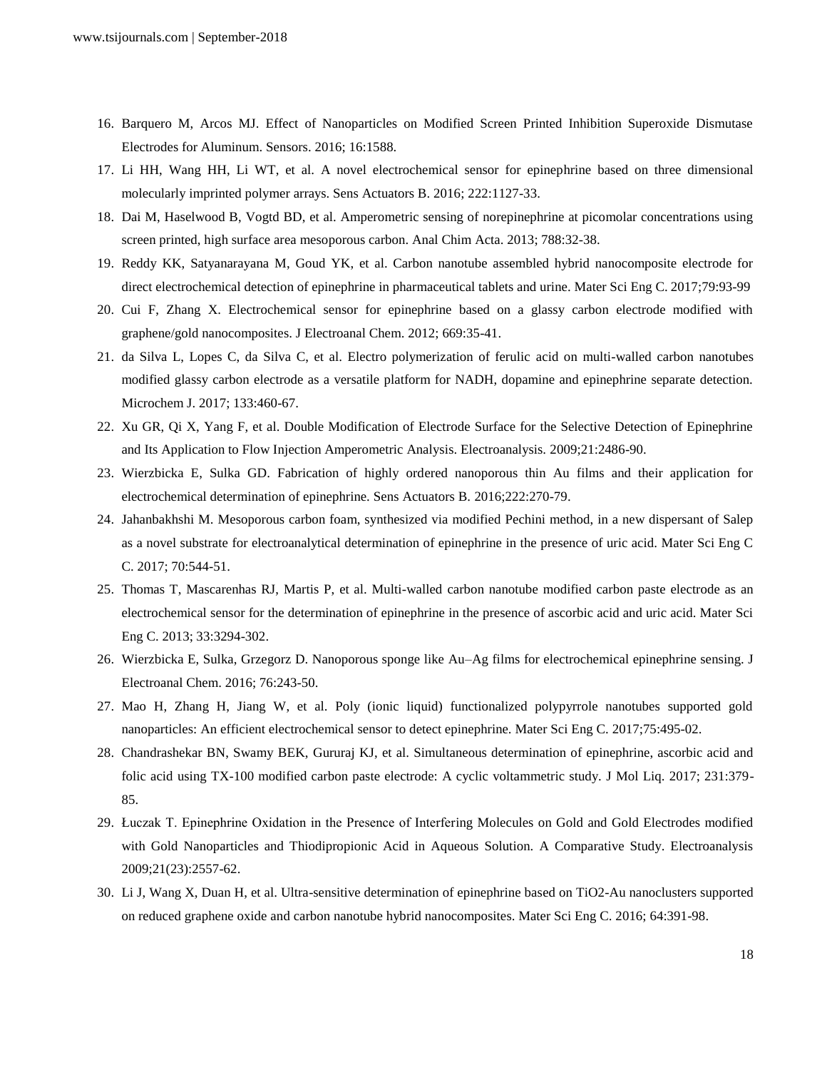16. Barquero M, Arcos MJ. Effect of Nanoparticles on Modified Screen Printed Inhibition Superoxide Dismutase Electrodes for Aluminum. Sensors. 2016; 16:1588.
17. Li HH, Wang HH, Li WT, et al. A novel electrochemical sensor for epinephrine based on three dimensional molecularly imprinted polymer arrays. Sens Actuators B. 2016; 222:1127-33.
18. Dai M, Haselwood B, Vogtd BD, et al. Amperometric sensing of norepinephrine at picomolar concentrations using screen printed, high surface area mesoporous carbon. Anal Chim Acta. 2013; 788:32-38.
19. Reddy KK, Satyanarayana M, Goud YK, et al. Carbon nanotube assembled hybrid nanocomposite electrode for direct electrochemical detection of epinephrine in pharmaceutical tablets and urine. Mater Sci Eng C. 2017;79:93-99
20. Cui F, Zhang X. Electrochemical sensor for epinephrine based on a glassy carbon electrode modified with graphene/gold nanocomposites. J Electroanal Chem. 2012; 669:35-41.
21. da Silva L, Lopes C, da Silva C, et al. Electro polymerization of ferulic acid on multi-walled carbon nanotubes modified glassy carbon electrode as a versatile platform for NADH, dopamine and epinephrine separate detection. Microchem J. 2017; 133:460-67.
22. Xu GR, Qi X, Yang F, et al. Double Modification of Electrode Surface for the Selective Detection of Epinephrine and Its Application to Flow Injection Amperometric Analysis. Electroanalysis. 2009;21:2486-90.
23. Wierzbicka E, Sulka GD. Fabrication of highly ordered nanoporous thin Au films and their application for electrochemical determination of epinephrine. Sens Actuators B. 2016;222:270-79.
24. Jahanbakhshi M. Mesoporous carbon foam, synthesized via modified Pechini method, in a new dispersant of Salep as a novel substrate for electroanalytical determination of epinephrine in the presence of uric acid. Mater Sci Eng C C. 2017; 70:544-51.
25. Thomas T, Mascarenhas RJ, Martis P, et al. Multi-walled carbon nanotube modified carbon paste electrode as an electrochemical sensor for the determination of epinephrine in the presence of ascorbic acid and uric acid. Mater Sci Eng C. 2013; 33:3294-302.
26. Wierzbicka E, Sulka, Grzegorz D. Nanoporous sponge like Au–Ag films for electrochemical epinephrine sensing. J Electroanal Chem. 2016; 76:243-50.
27. Mao H, Zhang H, Jiang W, et al. Poly (ionic liquid) functionalized polypyrrole nanotubes supported gold nanoparticles: An efficient electrochemical sensor to detect epinephrine. Mater Sci Eng C. 2017;75:495-02.
28. Chandrashekar BN, Swamy BEK, Gururaj KJ, et al. Simultaneous determination of epinephrine, ascorbic acid and folic acid using TX-100 modified carbon paste electrode: A cyclic voltammetric study. J Mol Liq. 2017; 231:379-85.
29. Łuczak T. Epinephrine Oxidation in the Presence of Interfering Molecules on Gold and Gold Electrodes modified with Gold Nanoparticles and Thiodipropionic Acid in Aqueous Solution. A Comparative Study. Electroanalysis 2009;21(23):2557-62.
30. Li J, Wang X, Duan H, et al. Ultra-sensitive determination of epinephrine based on $TiO_2$-Au nanoclusters supported on reduced graphene oxide and carbon nanotube hybrid nanocomposites. Mater Sci Eng C. 2016; 64:391-98.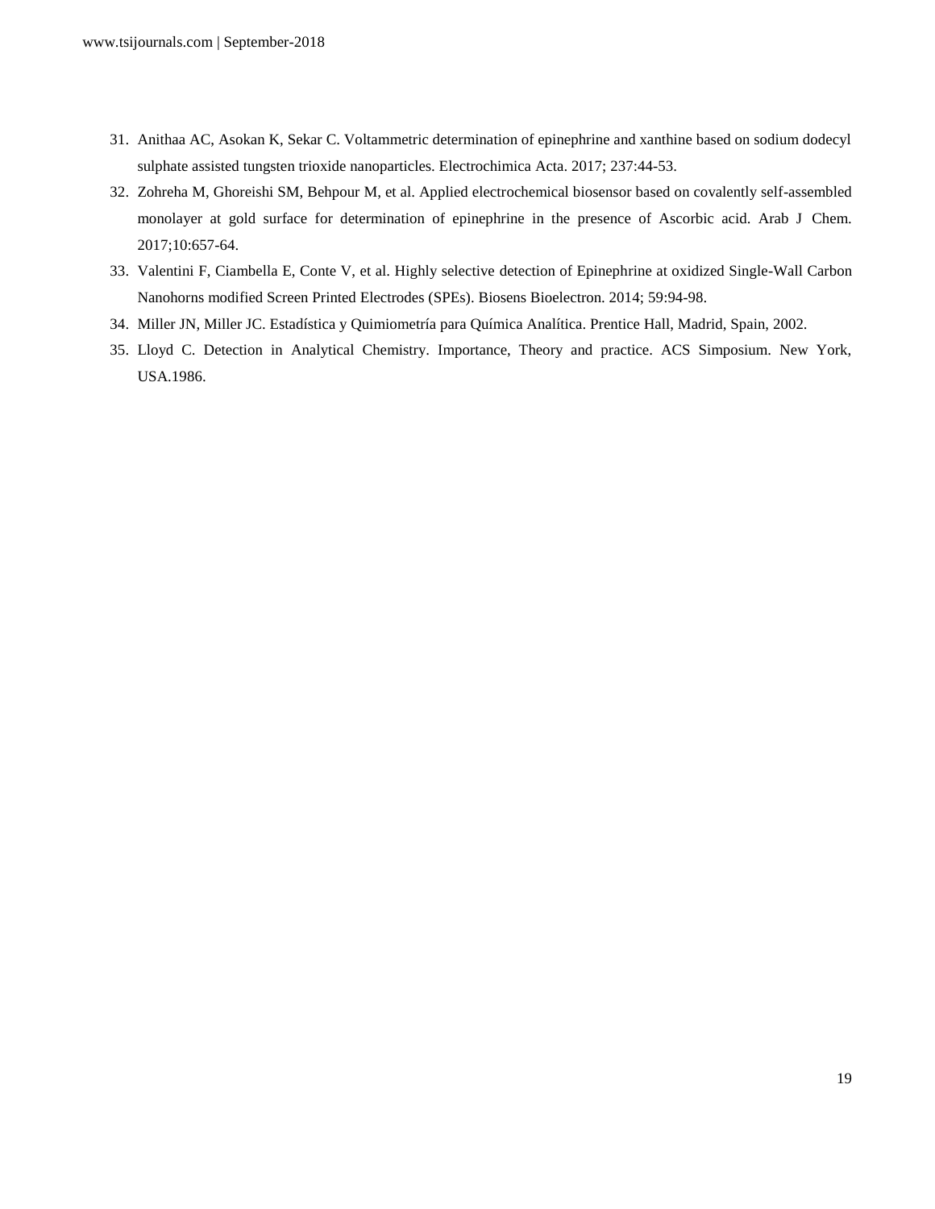31. Anithaa AC, Asokan K, Sekar C. Voltammetric determination of epinephrine and xanthine based on sodium dodecyl sulphate assisted tungsten trioxide nanoparticles. Electrochimica Acta. 2017; 237:44-53.
32. Zohreha M, Ghoreishi SM, Behpour M, et al. Applied electrochemical biosensor based on covalently self-assembled monolayer at gold surface for determination of epinephrine in the presence of Ascorbic acid. Arab J Chem. 2017;10:657-64.
33. Valentini F, Ciambella E, Conte V, et al. Highly selective detection of Epinephrine at oxidized Single-Wall Carbon Nanohorns modified Screen Printed Electrodes (SPEs). Biosens Bioelectron. 2014; 59:94-98.
34. Miller JN, Miller JC. Estadística y Quimiometría para Química Analítica. Prentice Hall, Madrid, Spain, 2002.
35. Lloyd C. Detection in Analytical Chemistry. Importance, Theory and practice. ACS Simposium. New York, USA.1986.